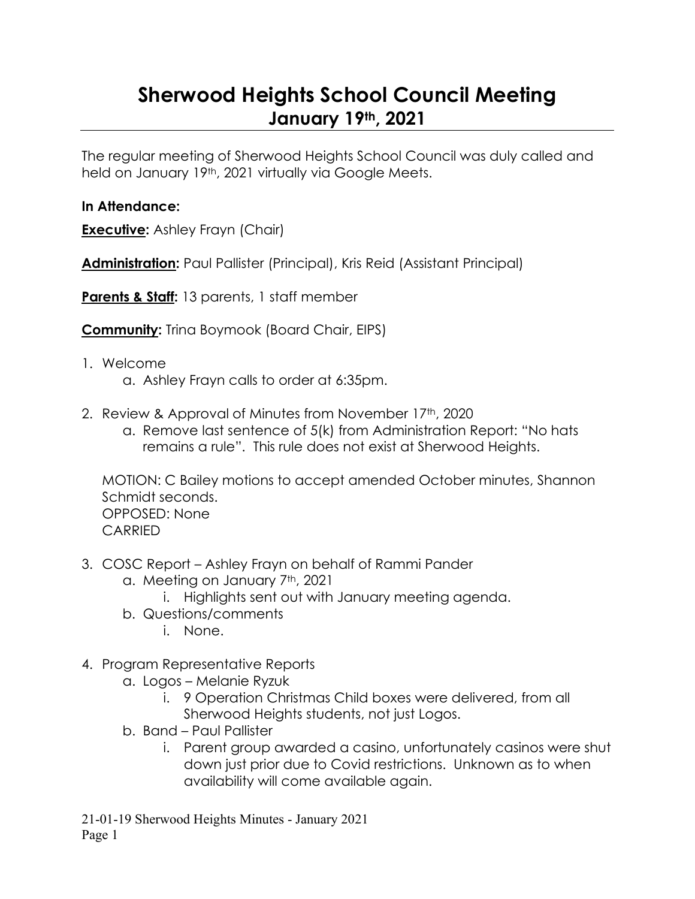# Sherwood Heights School Council Meeting
## January 19th, 2021

The regular meeting of Sherwood Heights School Council was duly called and held on January 19th, 2021 virtually via Google Meets.

**In Attendance:**

**Executive:** Ashley Frayn (Chair)

**Administration:** Paul Pallister (Principal), Kris Reid (Assistant Principal)

**Parents & Staff:** 13 parents, 1 staff member

**Community:** Trina Boymook (Board Chair, EIPS)

1. Welcome
   a. Ashley Frayn calls to order at 6:35pm.

2. Review & Approval of Minutes from November 17th, 2020
   a. Remove last sentence of 5(k) from Administration Report: "No hats remains a rule". This rule does not exist at Sherwood Heights.

   MOTION: C Bailey motions to accept amended October minutes, Shannon Schmidt seconds.
   OPPOSED: None
   CARRIED

3. COSC Report – Ashley Frayn on behalf of Rammi Pander
   a. Meeting on January 7th, 2021
      i. Highlights sent out with January meeting agenda.
   b. Questions/comments
      i. None.

4. Program Representative Reports
   a. Logos – Melanie Ryzuk
      i. 9 Operation Christmas Child boxes were delivered, from all Sherwood Heights students, not just Logos.
   b. Band – Paul Pallister
      i. Parent group awarded a casino, unfortunately casinos were shut down just prior due to Covid restrictions. Unknown as to when availability will come available again.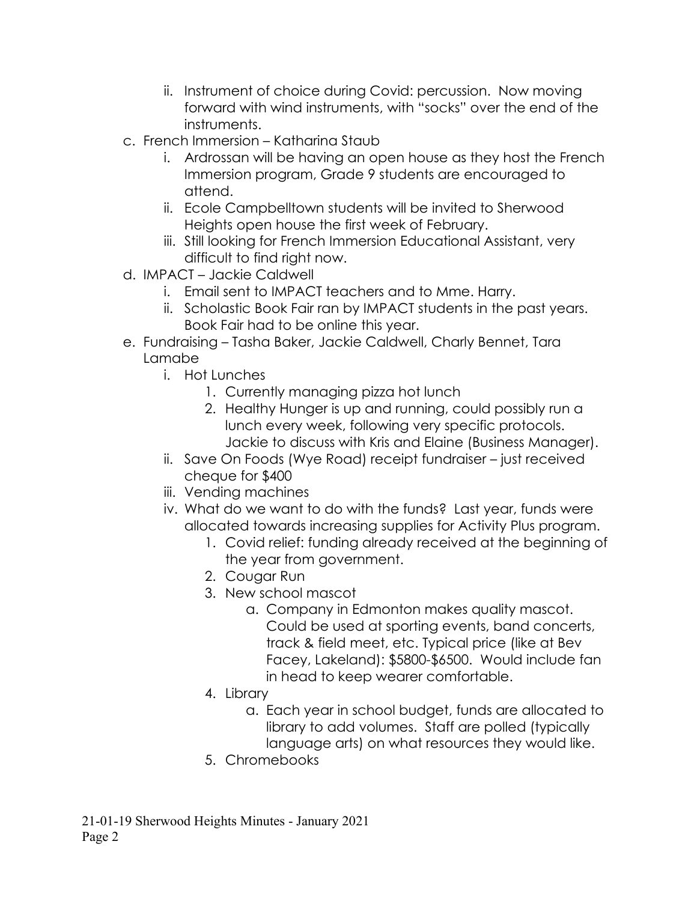ii. Instrument of choice during Covid: percussion. Now moving forward with wind instruments, with "socks" over the end of the instruments.

c. French Immersion – Katharina Staub
   i. Ardrossan will be having an open house as they host the French Immersion program, Grade 9 students are encouraged to attend.
   ii. Ecole Campbelltown students will be invited to Sherwood Heights open house the first week of February.
   iii. Still looking for French Immersion Educational Assistant, very difficult to find right now.

d. IMPACT – Jackie Caldwell
   i. Email sent to IMPACT teachers and to Mme. Harry.
   ii. Scholastic Book Fair ran by IMPACT students in the past years. Book Fair had to be online this year.

e. Fundraising – Tasha Baker, Jackie Caldwell, Charly Bennet, Tara Lamabe
   i. Hot Lunches
      1. Currently managing pizza hot lunch
      2. Healthy Hunger is up and running, could possibly run a lunch every week, following very specific protocols. Jackie to discuss with Kris and Elaine (Business Manager).
   ii. Save On Foods (Wye Road) receipt fundraiser – just received cheque for $400
   iii. Vending machines
   iv. What do we want to do with the funds? Last year, funds were allocated towards increasing supplies for Activity Plus program.
      1. Covid relief: funding already received at the beginning of the year from government.
      2. Cougar Run
      3. New school mascot
         a. Company in Edmonton makes quality mascot. Could be used at sporting events, band concerts, track & field meet, etc. Typical price (like at Bev Facey, Lakeland): $5800-$6500. Would include fan in head to keep wearer comfortable.
      4. Library
         a. Each year in school budget, funds are allocated to library to add volumes. Staff are polled (typically language arts) on what resources they would like.
      5. Chromebooks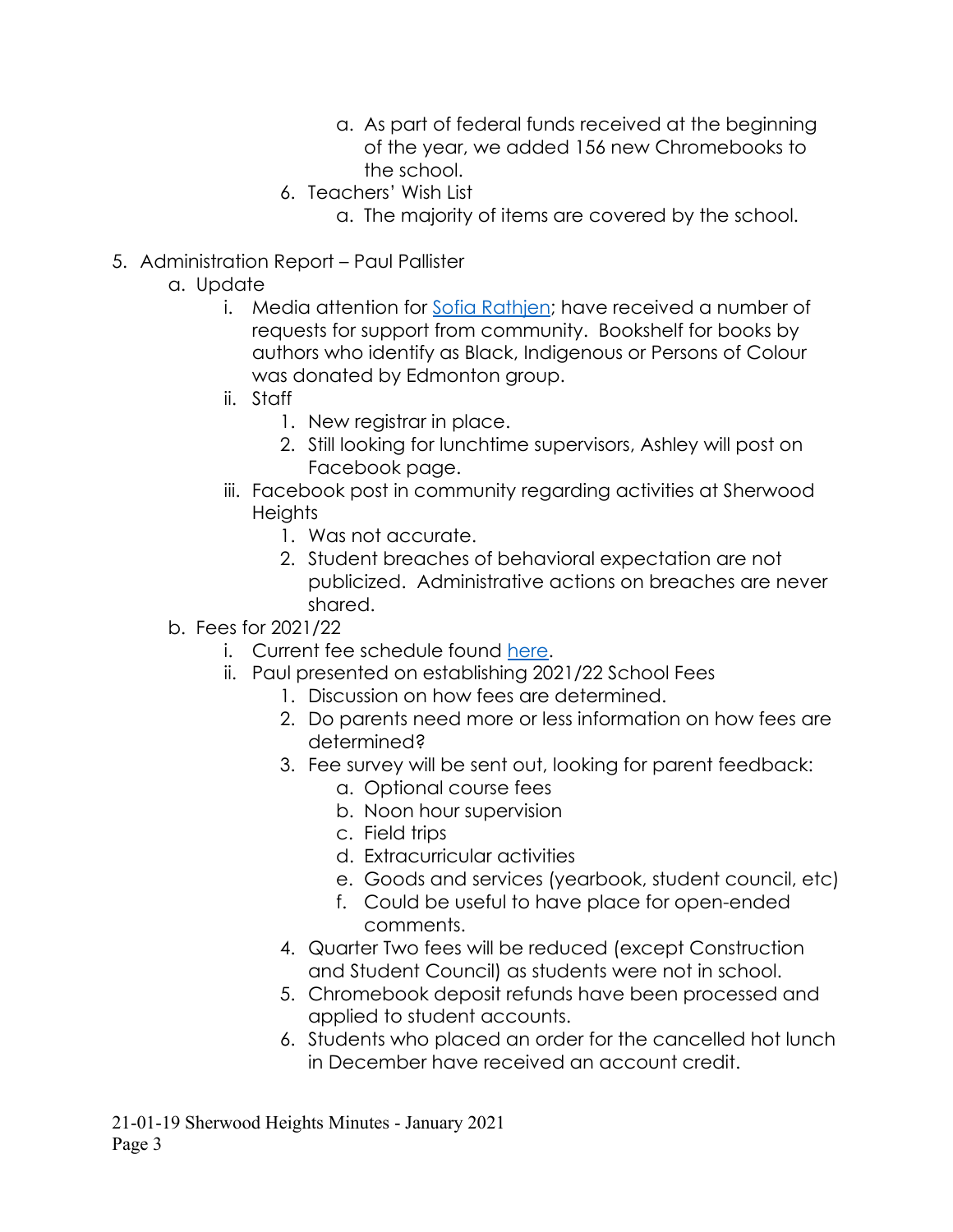a. As part of federal funds received at the beginning of the year, we added 156 new Chromebooks to the school.
        6. Teachers' Wish List
            a. The majority of items are covered by the school.

5. Administration Report – Paul Pallister
    a. Update
        i. Media attention for Sofia Rathjen; have received a number of requests for support from community. Bookshelf for books by authors who identify as Black, Indigenous or Persons of Colour was donated by Edmonton group.
        ii. Staff
            1. New registrar in place.
            2. Still looking for lunchtime supervisors, Ashley will post on Facebook page.
        iii. Facebook post in community regarding activities at Sherwood Heights
            1. Was not accurate.
            2. Student breaches of behavioral expectation are not publicized. Administrative actions on breaches are never shared.
    b. Fees for 2021/22
        i. Current fee schedule found here.
        ii. Paul presented on establishing 2021/22 School Fees
            1. Discussion on how fees are determined.
            2. Do parents need more or less information on how fees are determined?
            3. Fee survey will be sent out, looking for parent feedback:
                a. Optional course fees
                b. Noon hour supervision
                c. Field trips
                d. Extracurricular activities
                e. Goods and services (yearbook, student council, etc)
                f. Could be useful to have place for open-ended comments.
            4. Quarter Two fees will be reduced (except Construction and Student Council) as students were not in school.
            5. Chromebook deposit refunds have been processed and applied to student accounts.
            6. Students who placed an order for the cancelled hot lunch in December have received an account credit.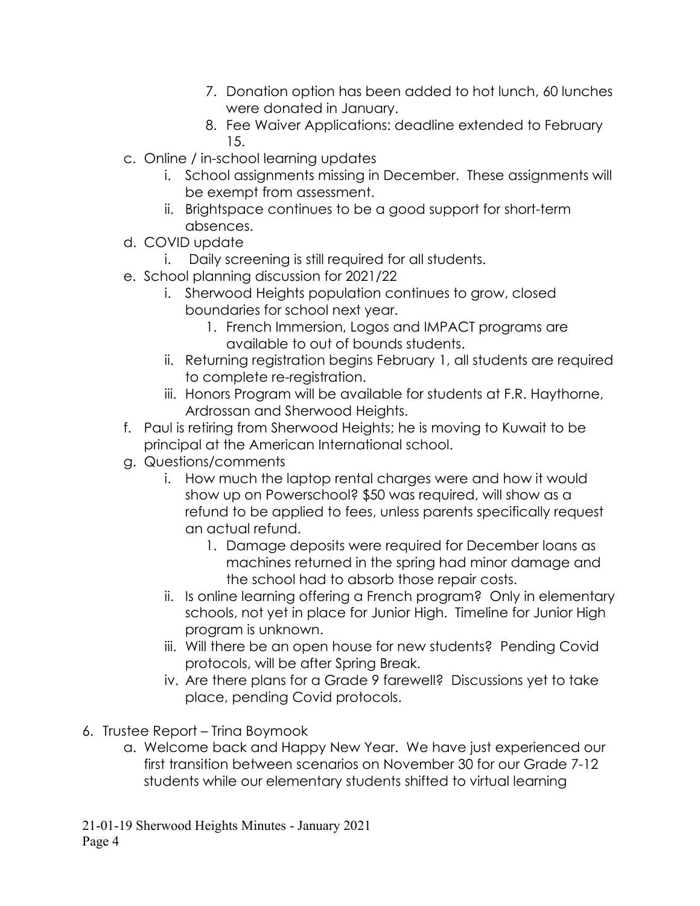7. Donation option has been added to hot lunch, 60 lunches were donated in January.
8. Fee Waiver Applications: deadline extended to February 15.

c. Online / in-school learning updates
   i. School assignments missing in December. These assignments will be exempt from assessment.
   ii. Brightspace continues to be a good support for short-term absences.

d. COVID update
   i. Daily screening is still required for all students.

e. School planning discussion for 2021/22
   i. Sherwood Heights population continues to grow, closed boundaries for school next year.
      1. French Immersion, Logos and IMPACT programs are available to out of bounds students.
   ii. Returning registration begins February 1, all students are required to complete re-registration.
   iii. Honors Program will be available for students at F.R. Haythorne, Ardrossan and Sherwood Heights.

f. Paul is retiring from Sherwood Heights; he is moving to Kuwait to be principal at the American International school.

g. Questions/comments
   i. How much the laptop rental charges were and how it would show up on Powerschool? $50 was required, will show as a refund to be applied to fees, unless parents specifically request an actual refund.
      1. Damage deposits were required for December loans as machines returned in the spring had minor damage and the school had to absorb those repair costs.
   ii. Is online learning offering a French program? Only in elementary schools, not yet in place for Junior High. Timeline for Junior High program is unknown.
   iii. Will there be an open house for new students? Pending Covid protocols, will be after Spring Break.
   iv. Are there plans for a Grade 9 farewell? Discussions yet to take place, pending Covid protocols.

6. Trustee Report – Trina Boymook
   a. Welcome back and Happy New Year. We have just experienced our first transition between scenarios on November 30 for our Grade 7-12 students while our elementary students shifted to virtual learning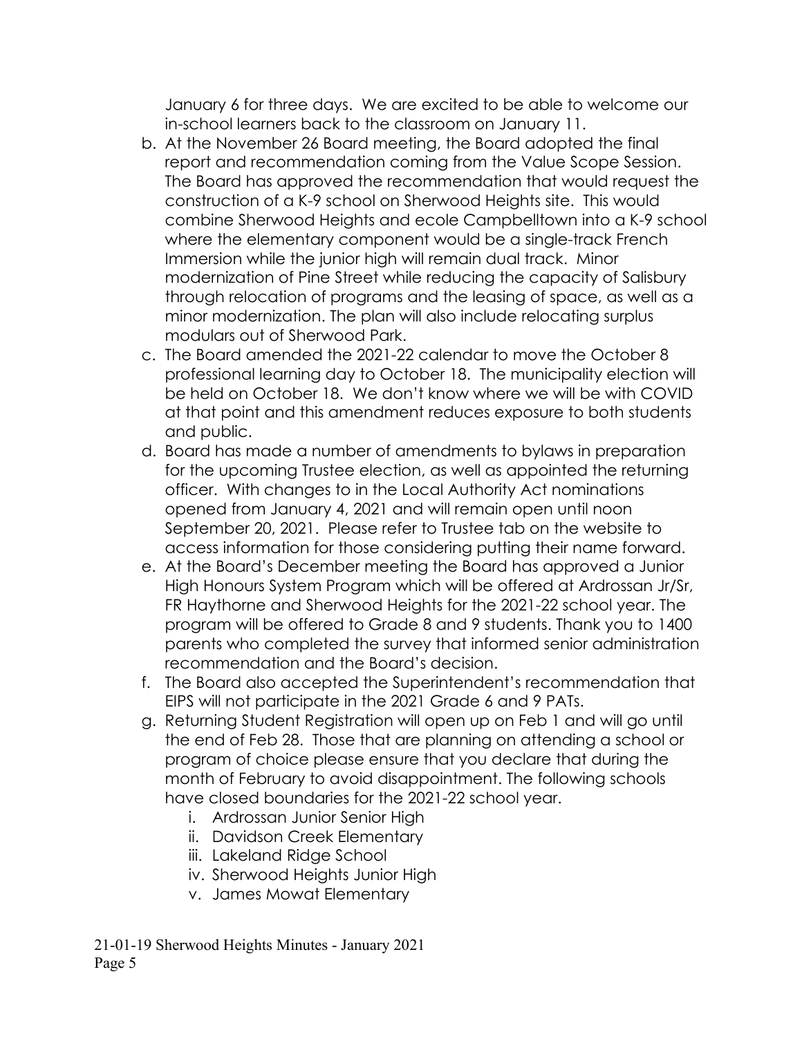January 6 for three days. We are excited to be able to welcome our in-school learners back to the classroom on January 11.

b. At the November 26 Board meeting, the Board adopted the final report and recommendation coming from the Value Scope Session. The Board has approved the recommendation that would request the construction of a K-9 school on Sherwood Heights site. This would combine Sherwood Heights and ecole Campbelltown into a K-9 school where the elementary component would be a single-track French Immersion while the junior high will remain dual track. Minor modernization of Pine Street while reducing the capacity of Salisbury through relocation of programs and the leasing of space, as well as a minor modernization. The plan will also include relocating surplus modulars out of Sherwood Park.
c. The Board amended the 2021-22 calendar to move the October 8 professional learning day to October 18. The municipality election will be held on October 18. We don't know where we will be with COVID at that point and this amendment reduces exposure to both students and public.
d. Board has made a number of amendments to bylaws in preparation for the upcoming Trustee election, as well as appointed the returning officer. With changes to in the Local Authority Act nominations opened from January 4, 2021 and will remain open until noon September 20, 2021. Please refer to Trustee tab on the website to access information for those considering putting their name forward.
e. At the Board's December meeting the Board has approved a Junior High Honours System Program which will be offered at Ardrossan Jr/Sr, FR Haythorne and Sherwood Heights for the 2021-22 school year. The program will be offered to Grade 8 and 9 students. Thank you to 1400 parents who completed the survey that informed senior administration recommendation and the Board's decision.
f. The Board also accepted the Superintendent's recommendation that EIPS will not participate in the 2021 Grade 6 and 9 PATs.
g. Returning Student Registration will open up on Feb 1 and will go until the end of Feb 28. Those that are planning on attending a school or program of choice please ensure that you declare that during the month of February to avoid disappointment. The following schools have closed boundaries for the 2021-22 school year.
    i. Ardrossan Junior Senior High
    ii. Davidson Creek Elementary
    iii. Lakeland Ridge School
    iv. Sherwood Heights Junior High
    v. James Mowat Elementary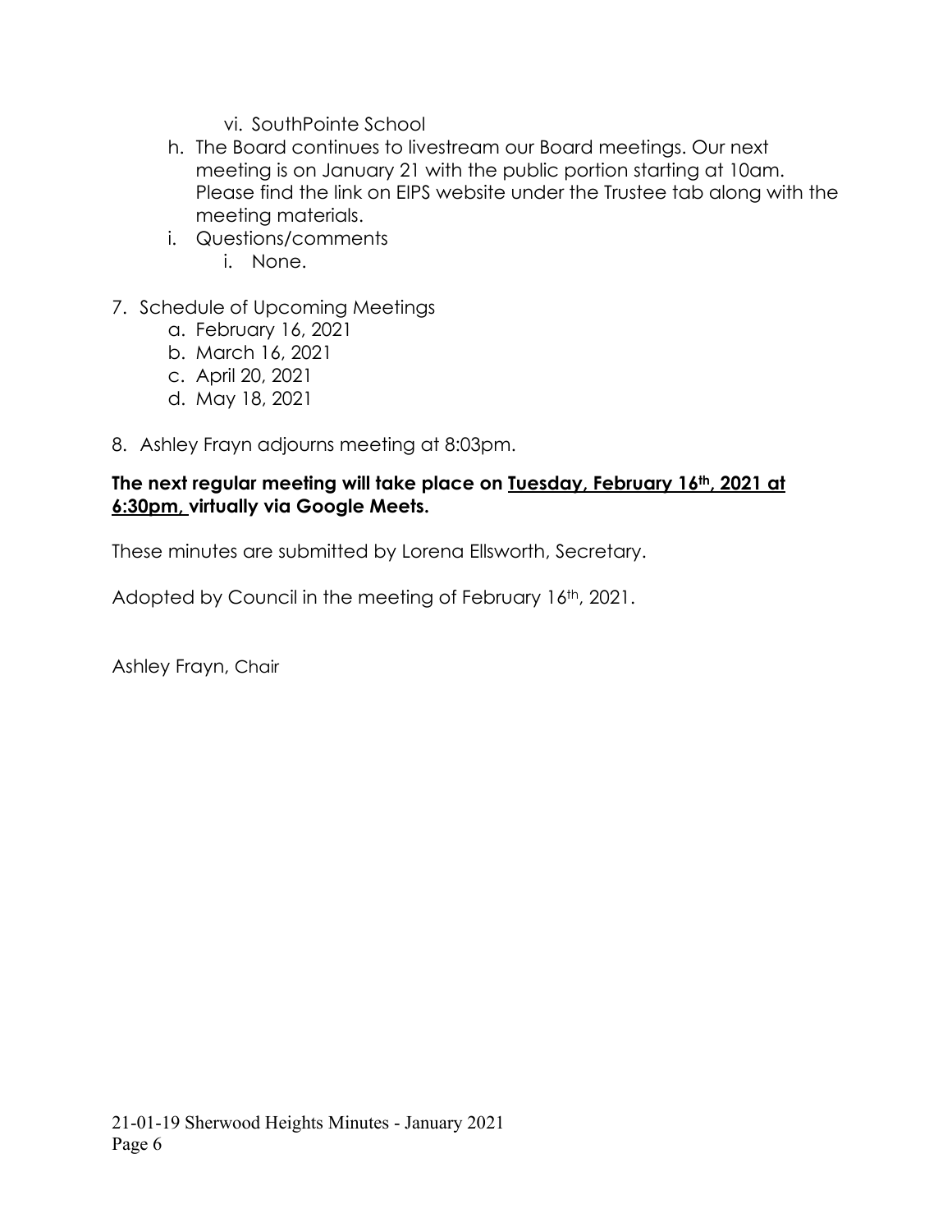vi. SouthPointe School

h. The Board continues to livestream our Board meetings. Our next meeting is on January 21 with the public portion starting at 10am. Please find the link on EIPS website under the Trustee tab along with the meeting materials.

i. Questions/comments
   i. None.

7. Schedule of Upcoming Meetings
   a. February 16, 2021
   b. March 16, 2021
   c. April 20, 2021
   d. May 18, 2021

8. Ashley Frayn adjourns meeting at 8:03pm.

**The next regular meeting will take place on <u>Tuesday, February 16th, 2021 at 6:30pm,</u> virtually via Google Meets.**

These minutes are submitted by Lorena Ellsworth, Secretary.

Adopted by Council in the meeting of February 16th, 2021.

Ashley Frayn, Chair